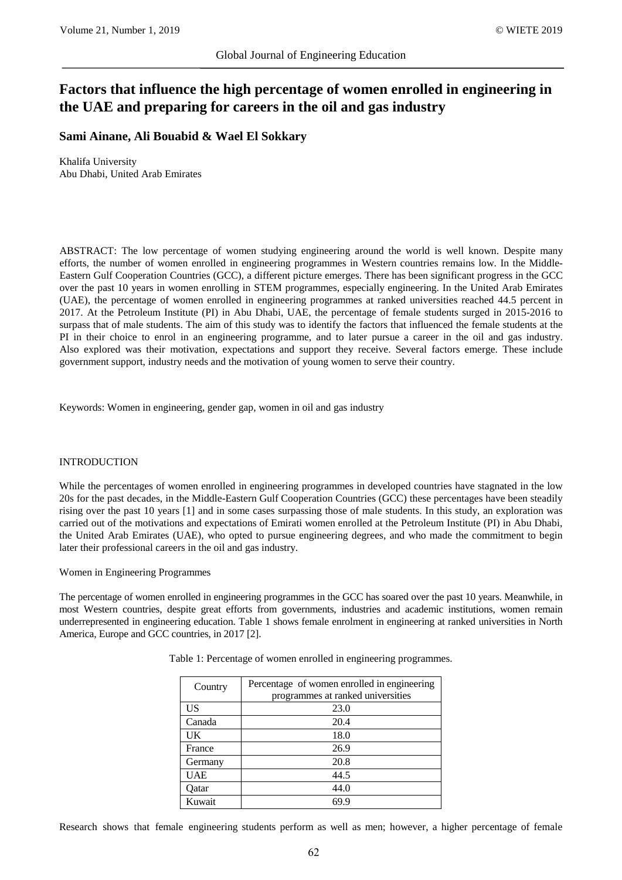# Factors that influence the high percentage of women enrolled in engineering in the UAE and preparing for careers in the oil and gas industry

**Sami Ainane, Ali Bouabid & Wael El Sokkary**

Khalifa University
Abu Dhabi, United Arab Emirates

ABSTRACT: The low percentage of women studying engineering around the world is well known. Despite many efforts, the number of women enrolled in engineering programmes in Western countries remains low. In the Middle-Eastern Gulf Cooperation Countries (GCC), a different picture emerges. There has been significant progress in the GCC over the past 10 years in women enrolling in STEM programmes, especially engineering. In the United Arab Emirates (UAE), the percentage of women enrolled in engineering programmes at ranked universities reached 44.5 percent in 2017. At the Petroleum Institute (PI) in Abu Dhabi, UAE, the percentage of female students surged in 2015-2016 to surpass that of male students. The aim of this study was to identify the factors that influenced the female students at the PI in their choice to enrol in an engineering programme, and to later pursue a career in the oil and gas industry. Also explored was their motivation, expectations and support they receive. Several factors emerge. These include government support, industry needs and the motivation of young women to serve their country.

Keywords: Women in engineering, gender gap, women in oil and gas industry

## INTRODUCTION

While the percentages of women enrolled in engineering programmes in developed countries have stagnated in the low 20s for the past decades, in the Middle-Eastern Gulf Cooperation Countries (GCC) these percentages have been steadily rising over the past 10 years [1] and in some cases surpassing those of male students. In this study, an exploration was carried out of the motivations and expectations of Emirati women enrolled at the Petroleum Institute (PI) in Abu Dhabi, the United Arab Emirates (UAE), who opted to pursue engineering degrees, and who made the commitment to begin later their professional careers in the oil and gas industry.

### Women in Engineering Programmes

The percentage of women enrolled in engineering programmes in the GCC has soared over the past 10 years. Meanwhile, in most Western countries, despite great efforts from governments, industries and academic institutions, women remain underrepresented in engineering education. Table 1 shows female enrolment in engineering at ranked universities in North America, Europe and GCC countries, in 2017 [2].

Table 1: Percentage of women enrolled in engineering programmes.

| Country | Percentage of women enrolled in engineering programmes at ranked universities |
|---|---|
| US | 23.0 |
| Canada | 20.4 |
| UK | 18.0 |
| France | 26.9 |
| Germany | 20.8 |
| UAE | 44.5 |
| Qatar | 44.0 |
| Kuwait | 69.9 |

Research shows that female engineering students perform as well as men; however, a higher percentage of female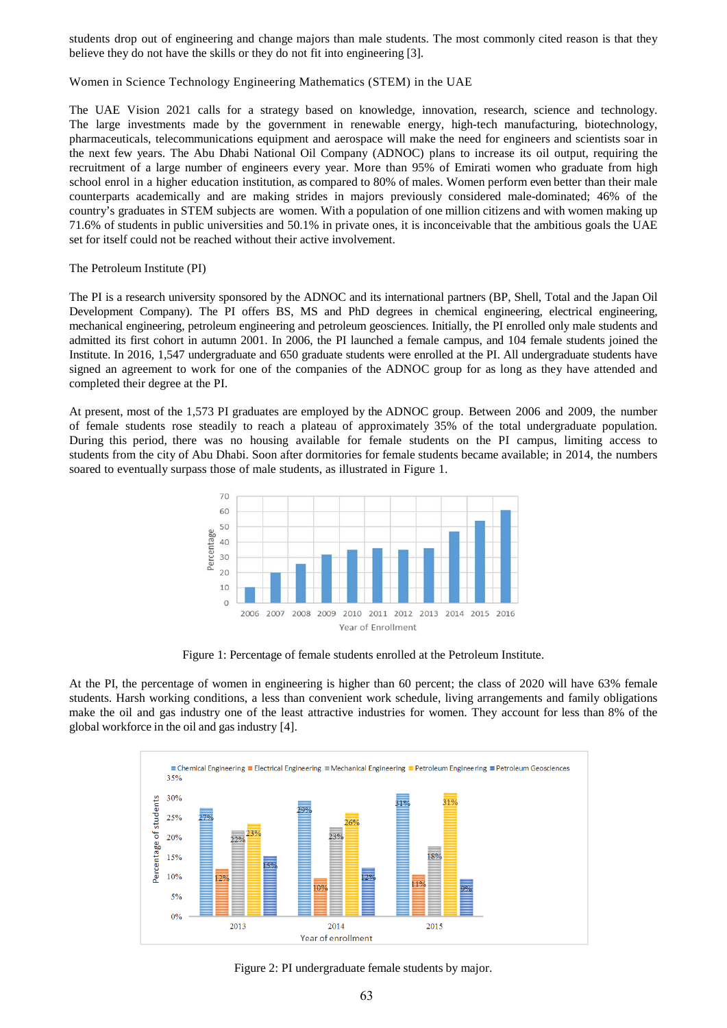students drop out of engineering and change majors than male students. The most commonly cited reason is that they believe they do not have the skills or they do not fit into engineering [3].

## Women in Science Technology Engineering Mathematics (STEM) in the UAE

The UAE Vision 2021 calls for a strategy based on knowledge, innovation, research, science and technology. The large investments made by the government in renewable energy, high-tech manufacturing, biotechnology, pharmaceuticals, telecommunications equipment and aerospace will make the need for engineers and scientists soar in the next few years. The Abu Dhabi National Oil Company (ADNOC) plans to increase its oil output, requiring the recruitment of a large number of engineers every year. More than 95% of Emirati women who graduate from high school enrol in a higher education institution, as compared to 80% of males. Women perform even better than their male counterparts academically and are making strides in majors previously considered male-dominated; 46% of the country's graduates in STEM subjects are women. With a population of one million citizens and with women making up 71.6% of students in public universities and 50.1% in private ones, it is inconceivable that the ambitious goals the UAE set for itself could not be reached without their active involvement.

## The Petroleum Institute (PI)

The PI is a research university sponsored by the ADNOC and its international partners (BP, Shell, Total and the Japan Oil Development Company). The PI offers BS, MS and PhD degrees in chemical engineering, electrical engineering, mechanical engineering, petroleum engineering and petroleum geosciences. Initially, the PI enrolled only male students and admitted its first cohort in autumn 2001. In 2006, the PI launched a female campus, and 104 female students joined the Institute. In 2016, 1,547 undergraduate and 650 graduate students were enrolled at the PI. All undergraduate students have signed an agreement to work for one of the companies of the ADNOC group for as long as they have attended and completed their degree at the PI.

At present, most of the 1,573 PI graduates are employed by the ADNOC group. Between 2006 and 2009, the number of female students rose steadily to reach a plateau of approximately 35% of the total undergraduate population. During this period, there was no housing available for female students on the PI campus, limiting access to students from the city of Abu Dhabi. Soon after dormitories for female students became available; in 2014, the numbers soared to eventually surpass those of male students, as illustrated in Figure 1.

Figure 1: Percentage of female students enrolled at the Petroleum Institute.

At the PI, the percentage of women in engineering is higher than 60 percent; the class of 2020 will have 63% female students. Harsh working conditions, a less than convenient work schedule, living arrangements and family obligations make the oil and gas industry one of the least attractive industries for women. They account for less than 8% of the global workforce in the oil and gas industry [4].

Figure 2: PI undergraduate female students by major.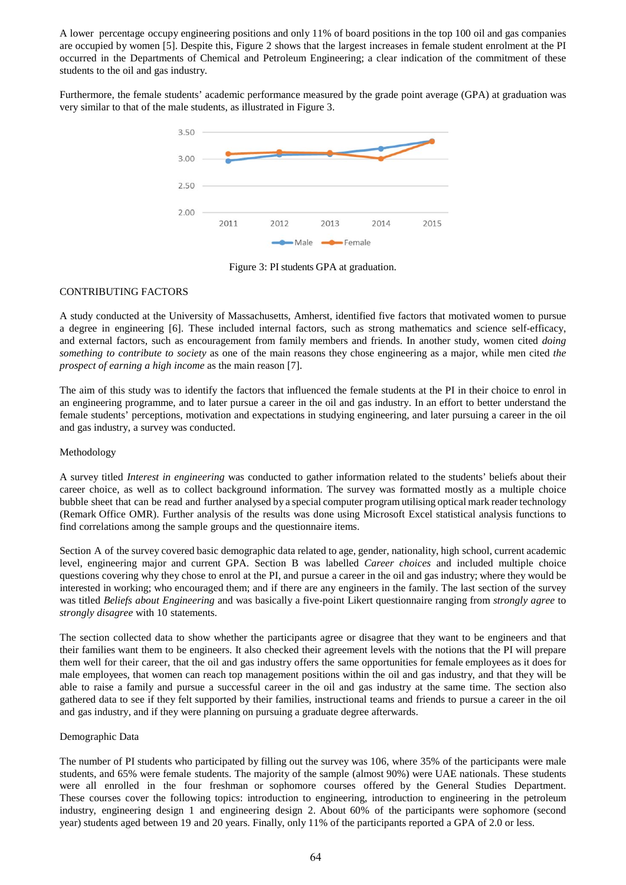A lower percentage occupy engineering positions and only 11% of board positions in the top 100 oil and gas companies are occupied by women [5]. Despite this, Figure 2 shows that the largest increases in female student enrolment at the PI occurred in the Departments of Chemical and Petroleum Engineering; a clear indication of the commitment of these students to the oil and gas industry.

Furthermore, the female students' academic performance measured by the grade point average (GPA) at graduation was very similar to that of the male students, as illustrated in Figure 3.

Figure 3: PI students GPA at graduation.

CONTRIBUTING FACTORS

A study conducted at the University of Massachusetts, Amherst, identified five factors that motivated women to pursue a degree in engineering [6]. These included internal factors, such as strong mathematics and science self-efficacy, and external factors, such as encouragement from family members and friends. In another study, women cited *doing something to contribute to society* as one of the main reasons they chose engineering as a major, while men cited *the prospect of earning a high income* as the main reason [7].

The aim of this study was to identify the factors that influenced the female students at the PI in their choice to enrol in an engineering programme, and to later pursue a career in the oil and gas industry. In an effort to better understand the female students' perceptions, motivation and expectations in studying engineering, and later pursuing a career in the oil and gas industry, a survey was conducted.

Methodology

A survey titled *Interest in engineering* was conducted to gather information related to the students' beliefs about their career choice, as well as to collect background information. The survey was formatted mostly as a multiple choice bubble sheet that can be read and further analysed by a special computer program utilising optical mark reader technology (Remark Office OMR). Further analysis of the results was done using Microsoft Excel statistical analysis functions to find correlations among the sample groups and the questionnaire items.

Section A of the survey covered basic demographic data related to age, gender, nationality, high school, current academic level, engineering major and current GPA. Section B was labelled *Career choices* and included multiple choice questions covering why they chose to enrol at the PI, and pursue a career in the oil and gas industry; where they would be interested in working; who encouraged them; and if there are any engineers in the family. The last section of the survey was titled *Beliefs about Engineering* and was basically a five-point Likert questionnaire ranging from *strongly agree* to *strongly disagree* with 10 statements.

The section collected data to show whether the participants agree or disagree that they want to be engineers and that their families want them to be engineers. It also checked their agreement levels with the notions that the PI will prepare them well for their career, that the oil and gas industry offers the same opportunities for female employees as it does for male employees, that women can reach top management positions within the oil and gas industry, and that they will be able to raise a family and pursue a successful career in the oil and gas industry at the same time. The section also gathered data to see if they felt supported by their families, instructional teams and friends to pursue a career in the oil and gas industry, and if they were planning on pursuing a graduate degree afterwards.

Demographic Data

The number of PI students who participated by filling out the survey was 106, where 35% of the participants were male students, and 65% were female students. The majority of the sample (almost 90%) were UAE nationals. These students were all enrolled in the four freshman or sophomore courses offered by the General Studies Department. These courses cover the following topics: introduction to engineering, introduction to engineering in the petroleum industry, engineering design 1 and engineering design 2. About 60% of the participants were sophomore (second year) students aged between 19 and 20 years. Finally, only 11% of the participants reported a GPA of 2.0 or less.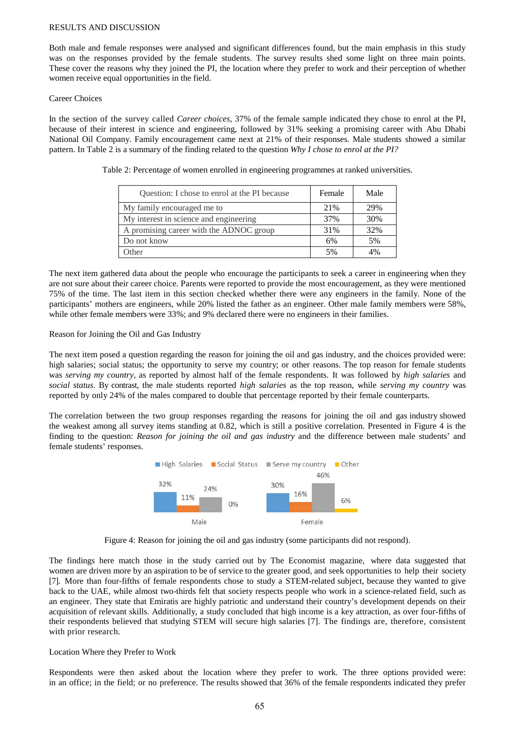## RESULTS AND DISCUSSION

Both male and female responses were analysed and significant differences found, but the main emphasis in this study was on the responses provided by the female students. The survey results shed some light on three main points. These cover the reasons why they joined the PI, the location where they prefer to work and their perception of whether women receive equal opportunities in the field.

### Career Choices

In the section of the survey called *Career choices*, 37% of the female sample indicated they chose to enrol at the PI, because of their interest in science and engineering, followed by 31% seeking a promising career with Abu Dhabi National Oil Company. Family encouragement came next at 21% of their responses. Male students showed a similar pattern. In Table 2 is a summary of the finding related to the question *Why I chose to enrol at the PI?*

Table 2: Percentage of women enrolled in engineering programmes at ranked universities.

| Question: I chose to enrol at the PI because | Female | Male |
|---|---|---|
| My family encouraged me to | 21% | 29% |
| My interest in science and engineering | 37% | 30% |
| A promising career with the ADNOC group | 31% | 32% |
| Do not know | 6% | 5% |
| Other | 5% | 4% |

The next item gathered data about the people who encourage the participants to seek a career in engineering when they are not sure about their career choice. Parents were reported to provide the most encouragement, as they were mentioned 75% of the time. The last item in this section checked whether there were any engineers in the family. None of the participants' mothers are engineers, while 20% listed the father as an engineer. Other male family members were 58%, while other female members were 33%; and 9% declared there were no engineers in their families.

### Reason for Joining the Oil and Gas Industry

The next item posed a question regarding the reason for joining the oil and gas industry, and the choices provided were: high salaries; social status; the opportunity to serve my country; or other reasons. The top reason for female students was *serving my country*, as reported by almost half of the female respondents. It was followed by *high salaries* and *social status*. By contrast, the male students reported *high salaries* as the top reason, while *serving my country* was reported by only 24% of the males compared to double that percentage reported by their female counterparts.

The correlation between the two group responses regarding the reasons for joining the oil and gas industry showed the weakest among all survey items standing at 0.82, which is still a positive correlation. Presented in Figure 4 is the finding to the question: *Reason for joining the oil and gas industry* and the difference between male students' and female students' responses.

Figure 4: Reason for joining the oil and gas industry (some participants did not respond).

The findings here match those in the study carried out by The Economist magazine, where data suggested that women are driven more by an aspiration to be of service to the greater good, and seek opportunities to help their society [7]. More than four-fifths of female respondents chose to study a STEM-related subject, because they wanted to give back to the UAE, while almost two-thirds felt that society respects people who work in a science-related field, such as an engineer. They state that Emiratis are highly patriotic and understand their country's development depends on their acquisition of relevant skills. Additionally, a study concluded that high income is a key attraction, as over four-fifths of their respondents believed that studying STEM will secure high salaries [7]. The findings are, therefore, consistent with prior research.

### Location Where they Prefer to Work

Respondents were then asked about the location where they prefer to work. The three options provided were: in an office; in the field; or no preference. The results showed that 36% of the female respondents indicated they prefer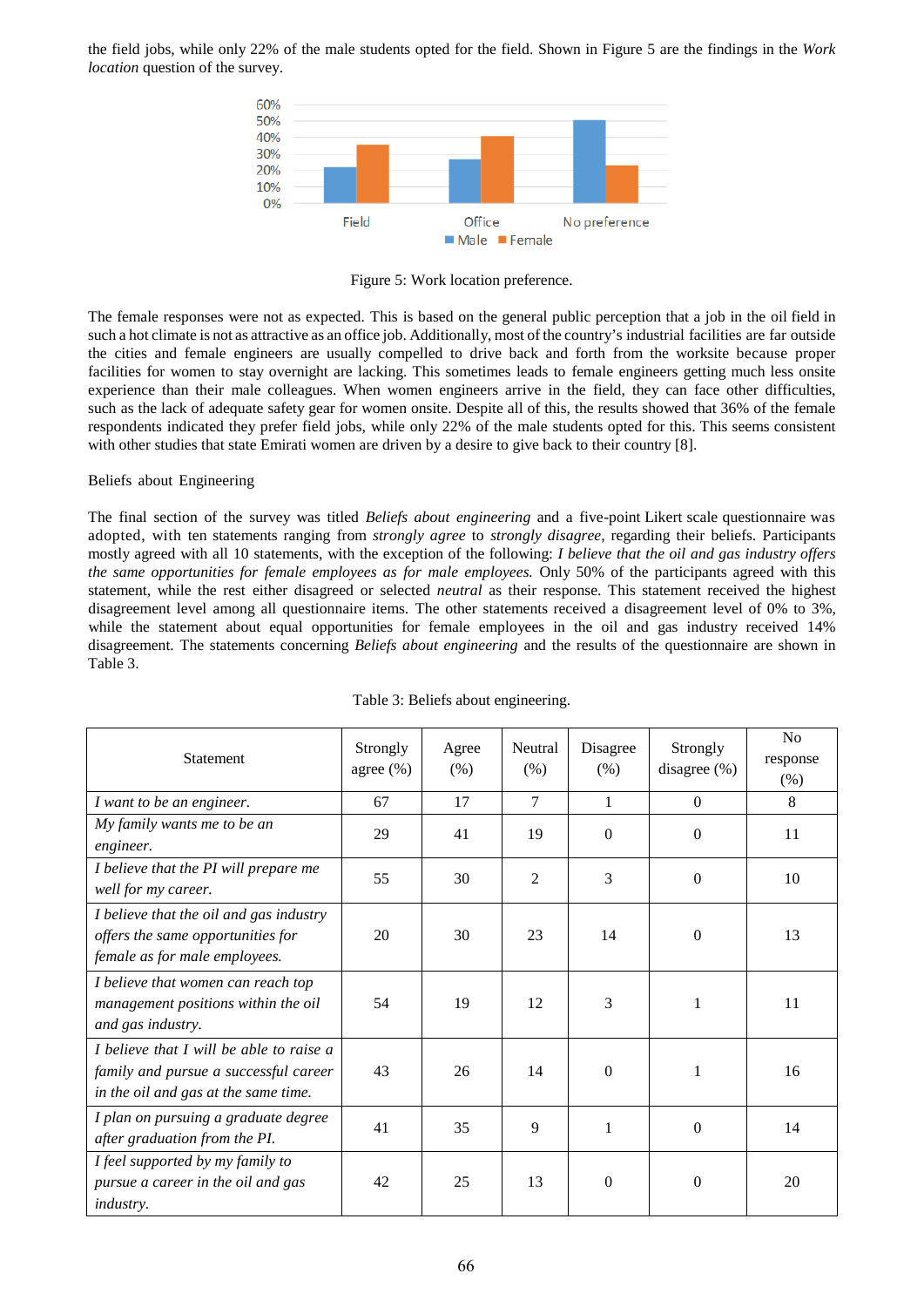the field jobs, while only 22% of the male students opted for the field. Shown in Figure 5 are the findings in the *Work location* question of the survey.

Figure 5: Work location preference.

The female responses were not as expected. This is based on the general public perception that a job in the oil field in such a hot climate is not as attractive as an office job. Additionally, most of the country's industrial facilities are far outside the cities and female engineers are usually compelled to drive back and forth from the worksite because proper facilities for women to stay overnight are lacking. This sometimes leads to female engineers getting much less onsite experience than their male colleagues. When women engineers arrive in the field, they can face other difficulties, such as the lack of adequate safety gear for women onsite. Despite all of this, the results showed that 36% of the female respondents indicated they prefer field jobs, while only 22% of the male students opted for this. This seems consistent with other studies that state Emirati women are driven by a desire to give back to their country [8].

Beliefs about Engineering

The final section of the survey was titled *Beliefs about engineering* and a five-point Likert scale questionnaire was adopted, with ten statements ranging from *strongly agree* to *strongly disagree,* regarding their beliefs. Participants mostly agreed with all 10 statements, with the exception of the following: *I believe that the oil and gas industry offers the same opportunities for female employees as for male employees.* Only 50% of the participants agreed with this statement, while the rest either disagreed or selected *neutral* as their response. This statement received the highest disagreement level among all questionnaire items. The other statements received a disagreement level of 0% to 3%, while the statement about equal opportunities for female employees in the oil and gas industry received 14% disagreement. The statements concerning *Beliefs about engineering* and the results of the questionnaire are shown in Table 3.

Table 3: Beliefs about engineering.

| Statement | Strongly agree (%) | Agree (%) | Neutral (%) | Disagree (%) | Strongly disagree (%) | No response (%) |
|---|---|---|---|---|---|---|
| *I want to be an engineer.* | 67 | 17 | 7 | 1 | 0 | 8 |
| *My family wants me to be an engineer.* | 29 | 41 | 19 | 0 | 0 | 11 |
| *I believe that the PI will prepare me well for my career.* | 55 | 30 | 2 | 3 | 0 | 10 |
| *I believe that the oil and gas industry offers the same opportunities for female as for male employees.* | 20 | 30 | 23 | 14 | 0 | 13 |
| *I believe that women can reach top management positions within the oil and gas industry.* | 54 | 19 | 12 | 3 | 1 | 11 |
| *I believe that I will be able to raise a family and pursue a successful career in the oil and gas at the same time.* | 43 | 26 | 14 | 0 | 1 | 16 |
| *I plan on pursuing a graduate degree after graduation from the PI.* | 41 | 35 | 9 | 1 | 0 | 14 |
| *I feel supported by my family to pursue a career in the oil and gas industry.* | 42 | 25 | 13 | 0 | 0 | 20 |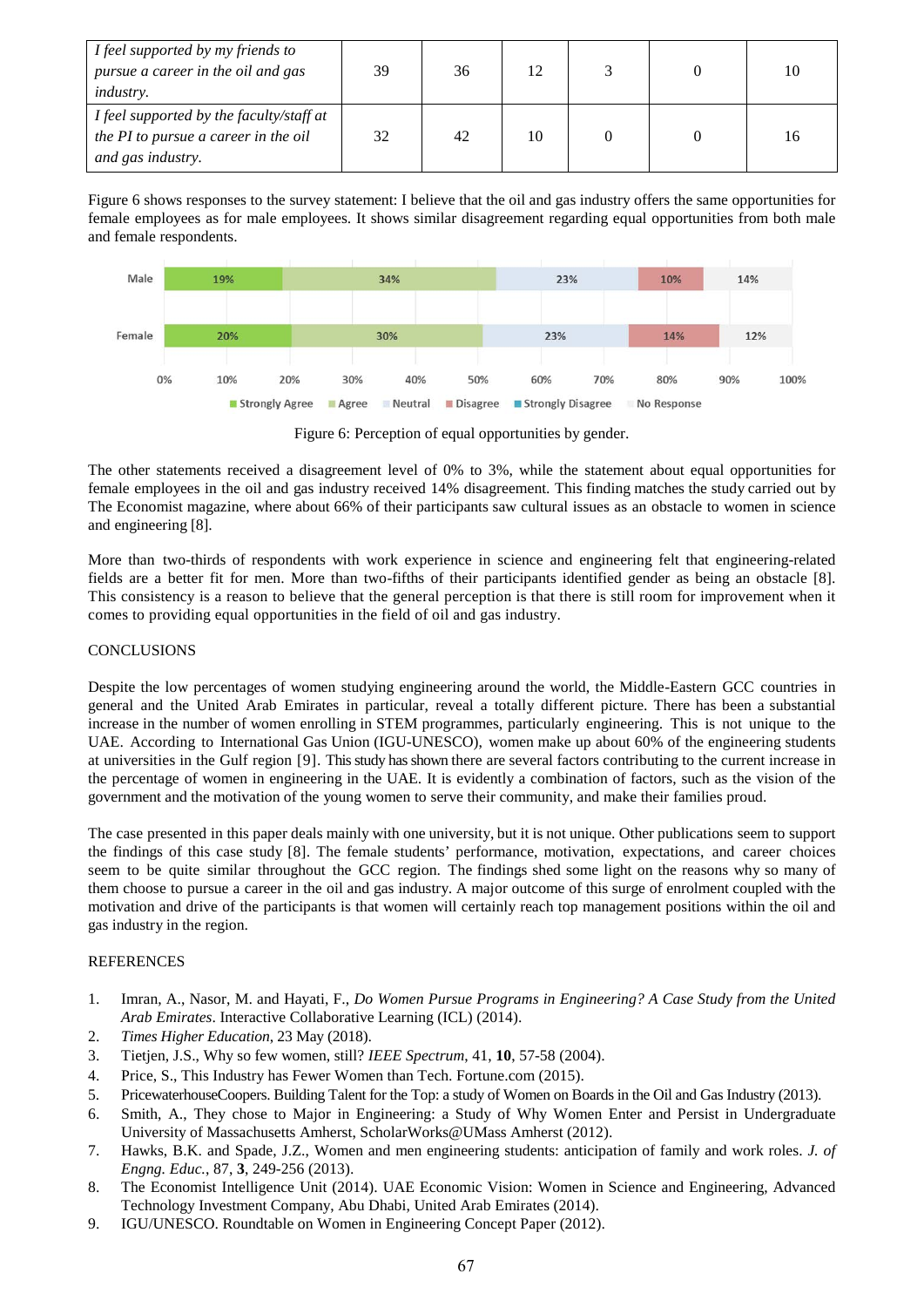| | | | | | | |
|---|---|---|---|---|---|---|
| *I feel supported by my friends to pursue a career in the oil and gas industry.* | 39 | 36 | 12 | 3 | 0 | 10 |
| *I feel supported by the faculty/staff at the PI to pursue a career in the oil and gas industry.* | 32 | 42 | 10 | 0 | 0 | 16 |

Figure 6 shows responses to the survey statement: I believe that the oil and gas industry offers the same opportunities for female employees as for male employees. It shows similar disagreement regarding equal opportunities from both male and female respondents.

| | Strongly Agree | Agree | Neutral | Disagree | Strongly Disagree | No Response |
|---|---|---|---|---|---|---|
| Male | 19% | 34% | 23% | 10% | | 14% |
| Female | 20% | 30% | 23% | 14% | | 12% |

Figure 6: Perception of equal opportunities by gender.

The other statements received a disagreement level of 0% to 3%, while the statement about equal opportunities for female employees in the oil and gas industry received 14% disagreement. This finding matches the study carried out by The Economist magazine, where about 66% of their participants saw cultural issues as an obstacle to women in science and engineering [8].

More than two-thirds of respondents with work experience in science and engineering felt that engineering-related fields are a better fit for men. More than two-fifths of their participants identified gender as being an obstacle [8]. This consistency is a reason to believe that the general perception is that there is still room for improvement when it comes to providing equal opportunities in the field of oil and gas industry.

## CONCLUSIONS

Despite the low percentages of women studying engineering around the world, the Middle-Eastern GCC countries in general and the United Arab Emirates in particular, reveal a totally different picture. There has been a substantial increase in the number of women enrolling in STEM programmes, particularly engineering. This is not unique to the UAE. According to International Gas Union (IGU-UNESCO), women make up about 60% of the engineering students at universities in the Gulf region [9]. This study has shown there are several factors contributing to the current increase in the percentage of women in engineering in the UAE. It is evidently a combination of factors, such as the vision of the government and the motivation of the young women to serve their community, and make their families proud.

The case presented in this paper deals mainly with one university, but it is not unique. Other publications seem to support the findings of this case study [8]. The female students' performance, motivation, expectations, and career choices seem to be quite similar throughout the GCC region. The findings shed some light on the reasons why so many of them choose to pursue a career in the oil and gas industry. A major outcome of this surge of enrolment coupled with the motivation and drive of the participants is that women will certainly reach top management positions within the oil and gas industry in the region.

## REFERENCES

1. Imran, A., Nasor, M. and Hayati, F., *Do Women Pursue Programs in Engineering? A Case Study from the United Arab Emirates*. Interactive Collaborative Learning (ICL) (2014).
2. *Times Higher Education*, 23 May (2018).
3. Tietjen, J.S., Why so few women, still? *IEEE Spectrum*, 41, **10**, 57-58 (2004).
4. Price, S., This Industry has Fewer Women than Tech. Fortune.com (2015).
5. PricewaterhouseCoopers. Building Talent for the Top: a study of Women on Boards in the Oil and Gas Industry (2013).
6. Smith, A., They chose to Major in Engineering: a Study of Why Women Enter and Persist in Undergraduate University of Massachusetts Amherst, ScholarWorks@UMass Amherst (2012).
7. Hawks, B.K. and Spade, J.Z., Women and men engineering students: anticipation of family and work roles. *J. of Engng. Educ.*, 87, **3**, 249-256 (2013).
8. The Economist Intelligence Unit (2014). UAE Economic Vision: Women in Science and Engineering, Advanced Technology Investment Company, Abu Dhabi, United Arab Emirates (2014).
9. IGU/UNESCO. Roundtable on Women in Engineering Concept Paper (2012).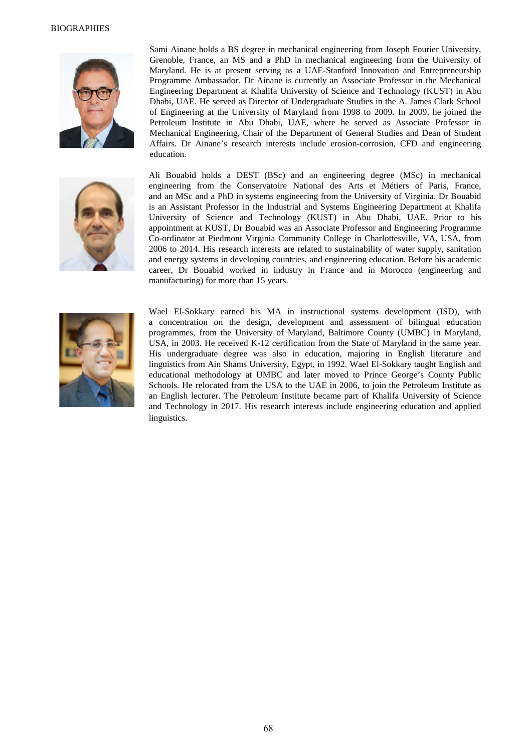BIOGRAPHIES

Sami Ainane holds a BS degree in mechanical engineering from Joseph Fourier University, Grenoble, France, an MS and a PhD in mechanical engineering from the University of Maryland. He is at present serving as a UAE-Stanford Innovation and Entrepreneurship Programme Ambassador. Dr Ainane is currently an Associate Professor in the Mechanical Engineering Department at Khalifa University of Science and Technology (KUST) in Abu Dhabi, UAE. He served as Director of Undergraduate Studies in the A. James Clark School of Engineering at the University of Maryland from 1998 to 2009. In 2009, he joined the Petroleum Institute in Abu Dhabi, UAE, where he served as Associate Professor in Mechanical Engineering, Chair of the Department of General Studies and Dean of Student Affairs. Dr Ainane's research interests include erosion-corrosion, CFD and engineering education.

Ali Bouabid holds a DEST (BSc) and an engineering degree (MSc) in mechanical engineering from the Conservatoire National des Arts et Métiers of Paris, France, and an MSc and a PhD in systems engineering from the University of Virginia. Dr Bouabid is an Assistant Professor in the Industrial and Systems Engineering Department at Khalifa University of Science and Technology (KUST) in Abu Dhabi, UAE. Prior to his appointment at KUST, Dr Bouabid was an Associate Professor and Engineering Programme Co-ordinator at Piedmont Virginia Community College in Charlottesville, VA, USA, from 2006 to 2014. His research interests are related to sustainability of water supply, sanitation and energy systems in developing countries, and engineering education. Before his academic career, Dr Bouabid worked in industry in France and in Morocco (engineering and manufacturing) for more than 15 years.

Wael El-Sokkary earned his MA in instructional systems development (ISD), with a concentration on the design, development and assessment of bilingual education programmes, from the University of Maryland, Baltimore County (UMBC) in Maryland, USA, in 2003. He received K-12 certification from the State of Maryland in the same year. His undergraduate degree was also in education, majoring in English literature and linguistics from Ain Shams University, Egypt, in 1992. Wael El-Sokkary taught English and educational methodology at UMBC and later moved to Prince George's County Public Schools. He relocated from the USA to the UAE in 2006, to join the Petroleum Institute as an English lecturer. The Petroleum Institute became part of Khalifa University of Science and Technology in 2017. His research interests include engineering education and applied linguistics.